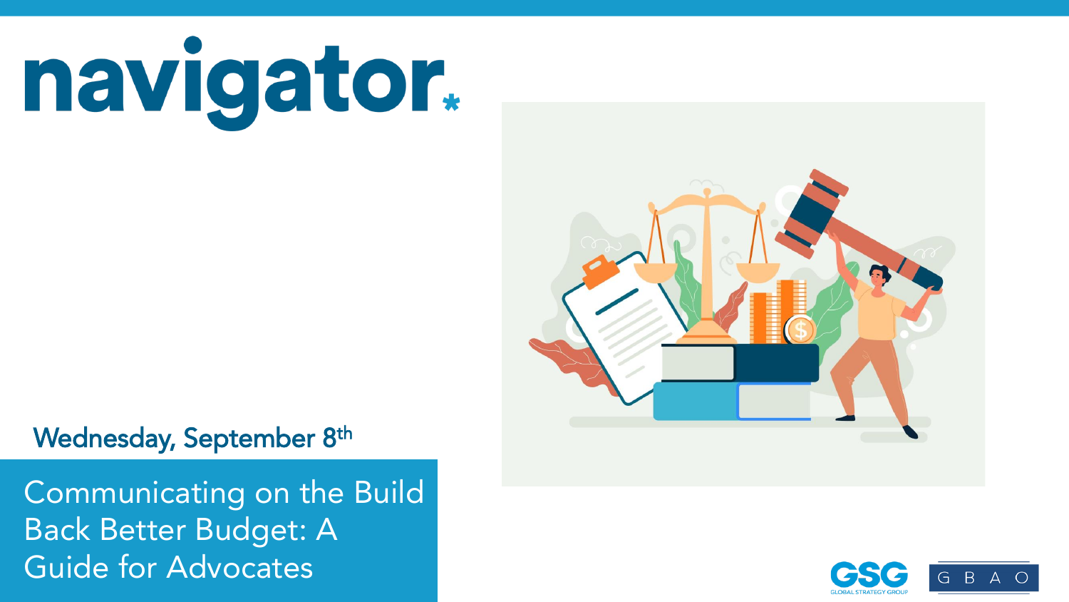# navigator.

Wednesday, September 8th

## Communicating on the Build Back Better Budget: A Guide for Advocates

GSG GLOBAL STRATEGY GROUP

GBAO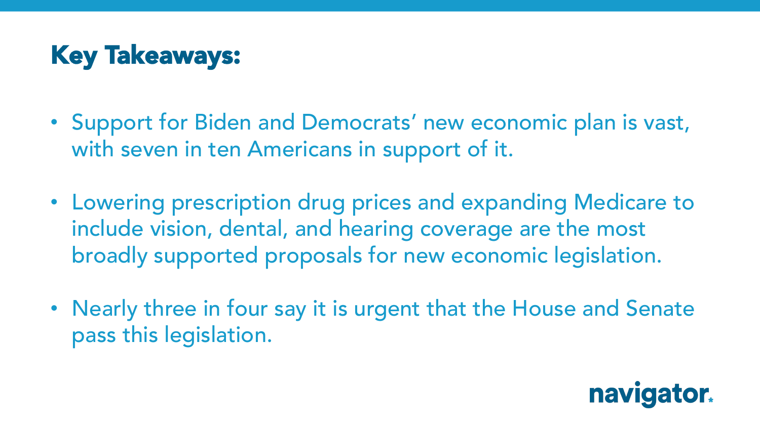# Key Takeaways:

- Support for Biden and Democrats' new economic plan is vast, with seven in ten Americans in support of it.
- Lowering prescription drug prices and expanding Medicare to include vision, dental, and hearing coverage are the most broadly supported proposals for new economic legislation.
- Nearly three in four say it is urgent that the House and Senate pass this legislation.

navigator.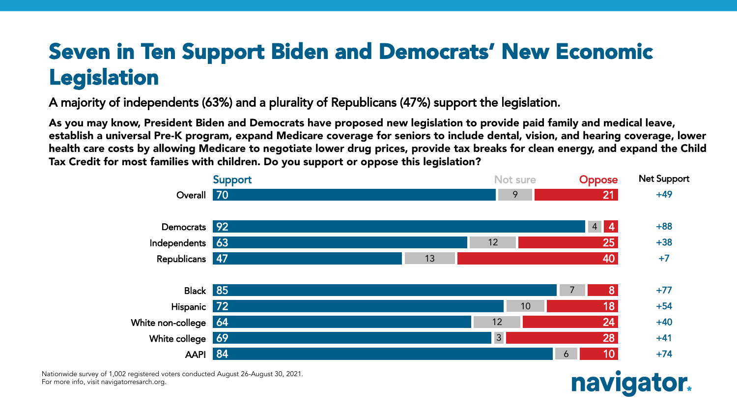# Seven in Ten Support Biden and Democrats' New Economic Legislation

A majority of independents (63%) and a plurality of Republicans (47%) support the legislation.

**As you may know, President Biden and Democrats have proposed new legislation to provide paid family and medical leave, establish a universal Pre-K program, expand Medicare coverage for seniors to include dental, vision, and hearing coverage, lower health care costs by allowing Medicare to negotiate lower drug prices, provide tax breaks for clean energy, and expand the Child Tax Credit for most families with children. Do you support or oppose this legislation?**

| | Support | Not sure | Oppose | Net Support |
|---|---|---|---|---|
| Overall | 70 | 9 | 21 | +49 |
| Democrats | 92 | 4 | 4 | +88 |
| Independents | 63 | 12 | 25 | +38 |
| Republicans | 47 | 13 | 40 | +7 |
| Black | 85 | 7 | 8 | +77 |
| Hispanic | 72 | 10 | 18 | +54 |
| White non-college | 64 | 12 | 24 | +40 |
| White college | 69 | 3 | 28 | +41 |
| AAPI | 84 | 6 | 10 | +74 |

Nationwide survey of 1,002 registered voters conducted August 26-August 30, 2021.
For more info, visit navigatorresearch.org.

navigator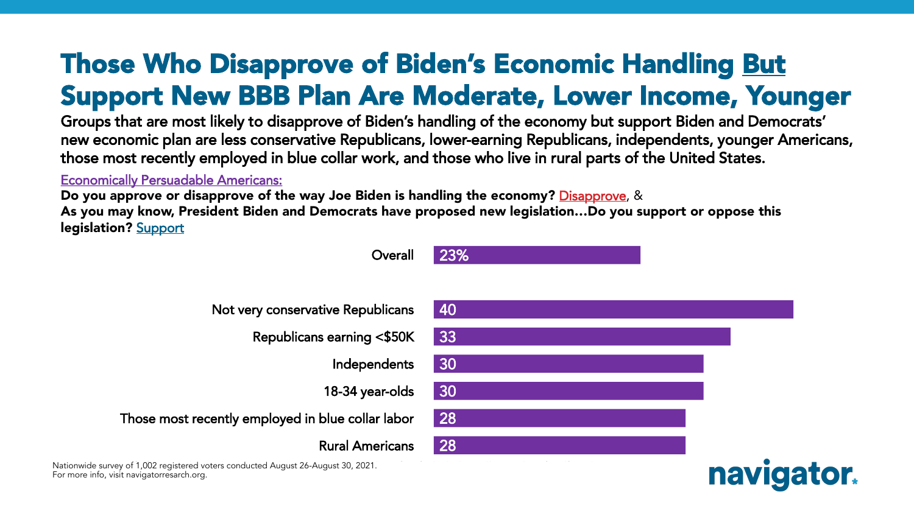# Those Who Disapprove of Biden's Economic Handling But Support New BBB Plan Are Moderate, Lower Income, Younger

**Groups that are most likely to disapprove of Biden's handling of the economy but support Biden and Democrats' new economic plan are less conservative Republicans, lower-earning Republicans, independents, younger Americans, those most recently employed in blue collar work, and those who live in rural parts of the United States.**

Economically Persuadable Americans:

**Do you approve or disapprove of the way Joe Biden is handling the economy?** Disapprove, &
**As you may know, President Biden and Democrats have proposed new legislation…Do you support or oppose this legislation?** Support

| Group | % |
|---|---|
| Overall | 23% |
| Not very conservative Republicans | 40 |
| Republicans earning <$50K | 33 |
| Independents | 30 |
| 18-34 year-olds | 30 |
| Those most recently employed in blue collar labor | 28 |
| Rural Americans | 28 |

Nationwide survey of 1,002 registered voters conducted August 26-August 30, 2021.
For more info, visit navigatorresearch.org.

navigator.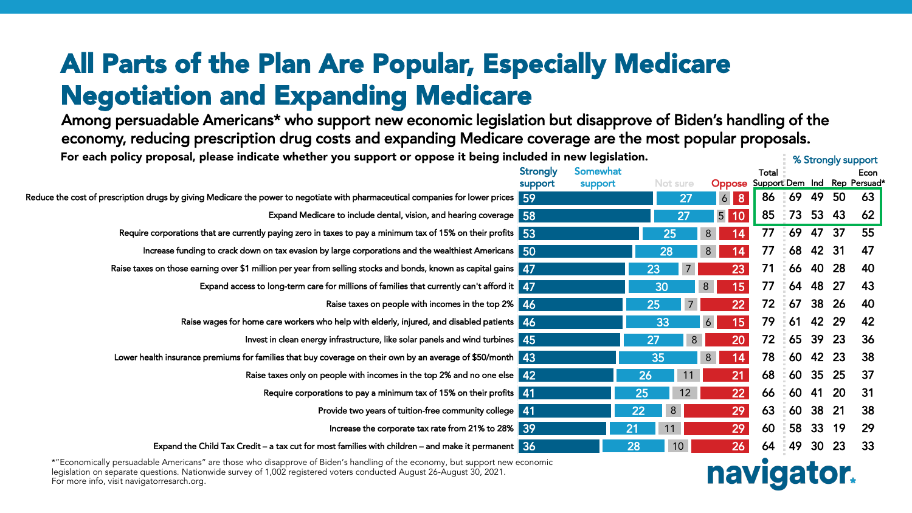# All Parts of the Plan Are Popular, Especially Medicare Negotiation and Expanding Medicare

**Among persuadable Americans* who support new economic legislation but disapprove of Biden's handling of the economy, reducing prescription drug costs and expanding Medicare coverage are the most popular proposals.**

**For each policy proposal, please indicate whether you support or oppose it being included in new legislation.**

| Policy proposal | Strongly support | Somewhat support | Not sure | Oppose | Total Support | % Strongly support: Dem | Ind | Rep | Econ Persuad* |
|---|---|---|---|---|---|---|---|---|---|
| Reduce the cost of prescription drugs by giving Medicare the power to negotiate with pharmaceutical companies for lower prices | 59 | 27 | 6 | 8 | 86 | 69 | 49 | 50 | 63 |
| Expand Medicare to include dental, vision, and hearing coverage | 58 | 27 | 5 | 10 | 85 | 73 | 53 | 43 | 62 |
| Require corporations that are currently paying zero in taxes to pay a minimum tax of 15% on their profits | 53 | 25 | 8 | 14 | 77 | 69 | 47 | 37 | 55 |
| Increase funding to crack down on tax evasion by large corporations and the wealthiest Americans | 50 | 28 | 8 | 14 | 77 | 68 | 42 | 31 | 47 |
| Raise taxes on those earning over $1 million per year from selling stocks and bonds, known as capital gains | 47 | 23 | 7 | 23 | 71 | 66 | 40 | 28 | 40 |
| Expand access to long-term care for millions of families that currently can't afford it | 47 | 30 | 8 | 15 | 77 | 64 | 48 | 27 | 43 |
| Raise taxes on people with incomes in the top 2% | 46 | 25 | 7 | 22 | 72 | 67 | 38 | 26 | 40 |
| Raise wages for home care workers who help with elderly, injured, and disabled patients | 46 | 33 | 6 | 15 | 79 | 61 | 42 | 29 | 42 |
| Invest in clean energy infrastructure, like solar panels and wind turbines | 45 | 27 | 8 | 20 | 72 | 65 | 39 | 23 | 36 |
| Lower health insurance premiums for families that buy coverage on their own by an average of $50/month | 43 | 35 | 8 | 14 | 78 | 60 | 42 | 23 | 38 |
| Raise taxes only on people with incomes in the top 2% and no one else | 42 | 26 | 11 | 21 | 68 | 60 | 35 | 25 | 37 |
| Require corporations to pay a minimum tax of 15% on their profits | 41 | 25 | 12 | 22 | 66 | 60 | 41 | 20 | 31 |
| Provide two years of tuition-free community college | 41 | 22 | 8 | 29 | 63 | 60 | 38 | 21 | 38 |
| Increase the corporate tax rate from 21% to 28% | 39 | 21 | 11 | 29 | 60 | 58 | 33 | 19 | 29 |
| Expand the Child Tax Credit – a tax cut for most families with children – and make it permanent | 36 | 28 | 10 | 26 | 64 | 49 | 30 | 23 | 33 |

*"Economically persuadable Americans" are those who disapprove of Biden's handling of the economy, but support new economic legislation on separate questions. Nationwide survey of 1,002 registered voters conducted August 26-August 30, 2021.
For more info, visit navigatorresearch.org.

navigator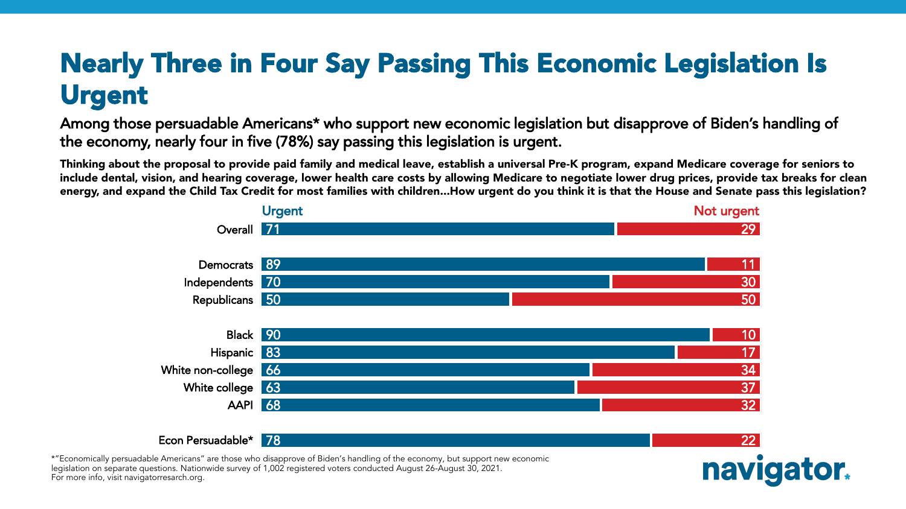# Nearly Three in Four Say Passing This Economic Legislation Is Urgent

**Among those persuadable Americans* who support new economic legislation but disapprove of Biden's handling of the economy, nearly four in five (78%) say passing this legislation is urgent.**

**Thinking about the proposal to provide paid family and medical leave, establish a universal Pre-K program, expand Medicare coverage for seniors to include dental, vision, and hearing coverage, lower health care costs by allowing Medicare to negotiate lower drug prices, provide tax breaks for clean energy, and expand the Child Tax Credit for most families with children...How urgent do you think it is that the House and Senate pass this legislation?**

| | Urgent | Not urgent |
|---|---|---|
| Overall | 71 | 29 |
| Democrats | 89 | 11 |
| Independents | 70 | 30 |
| Republicans | 50 | 50 |
| Black | 90 | 10 |
| Hispanic | 83 | 17 |
| White non-college | 66 | 34 |
| White college | 63 | 37 |
| AAPI | 68 | 32 |
| Econ Persuadable* | 78 | 22 |

*"Economically persuadable Americans" are those who disapprove of Biden's handling of the economy, but support new economic legislation on separate questions. Nationwide survey of 1,002 registered voters conducted August 26-August 30, 2021.
For more info, visit navigatorresearch.org.

navigator.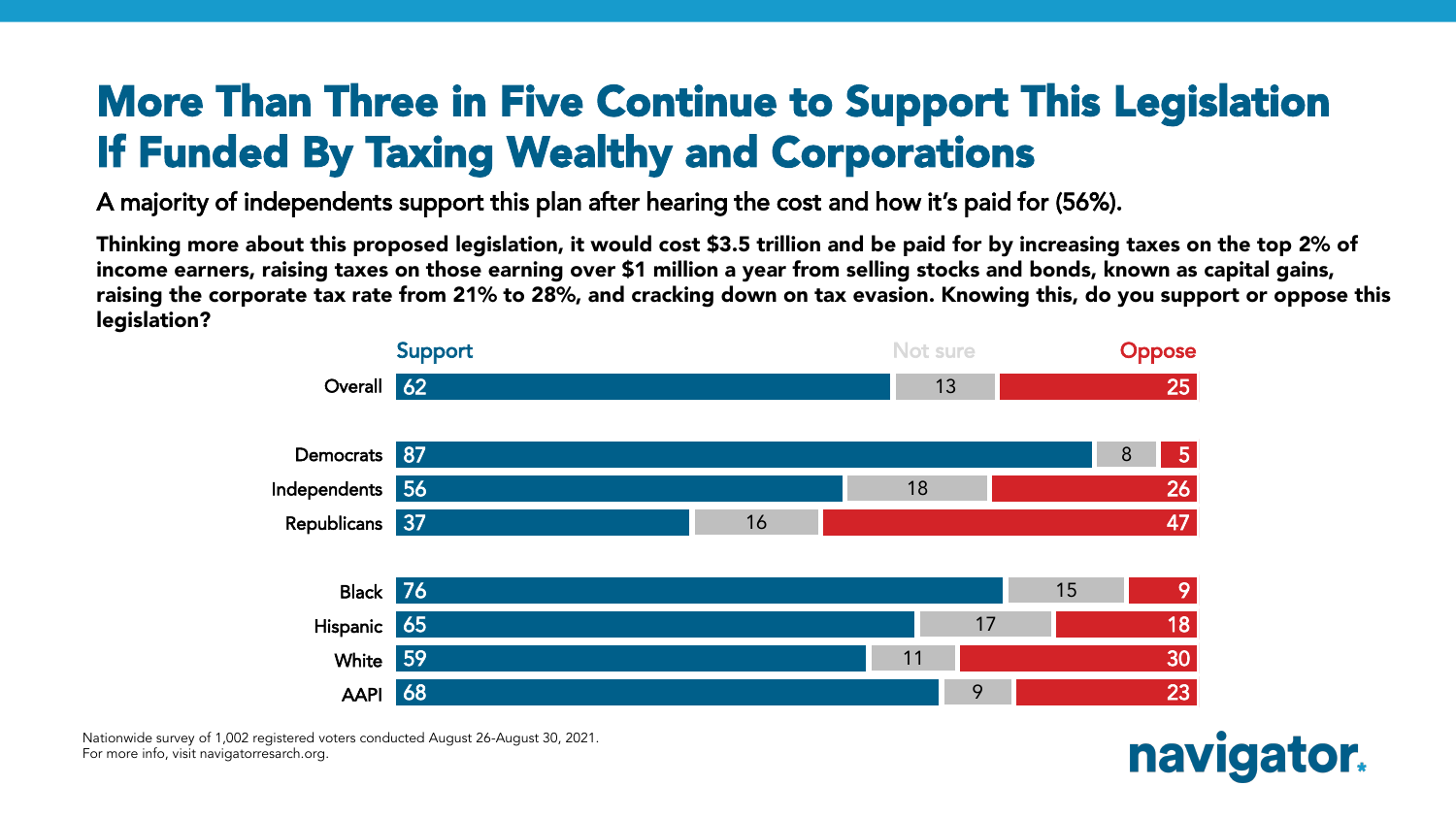# More Than Three in Five Continue to Support This Legislation If Funded By Taxing Wealthy and Corporations

A majority of independents support this plan after hearing the cost and how it's paid for (56%).

**Thinking more about this proposed legislation, it would cost $3.5 trillion and be paid for by increasing taxes on the top 2% of income earners, raising taxes on those earning over $1 million a year from selling stocks and bonds, known as capital gains, raising the corporate tax rate from 21% to 28%, and cracking down on tax evasion. Knowing this, do you support or oppose this legislation?**

| | Support | Not sure | Oppose |
|---|---|---|---|
| Overall | 62 | 13 | 25 |
| Democrats | 87 | 8 | 5 |
| Independents | 56 | 18 | 26 |
| Republicans | 37 | 16 | 47 |
| Black | 76 | 15 | 9 |
| Hispanic | 65 | 17 | 18 |
| White | 59 | 11 | 30 |
| AAPI | 68 | 9 | 23 |

Nationwide survey of 1,002 registered voters conducted August 26-August 30, 2021.
For more info, visit navigatorresearch.org.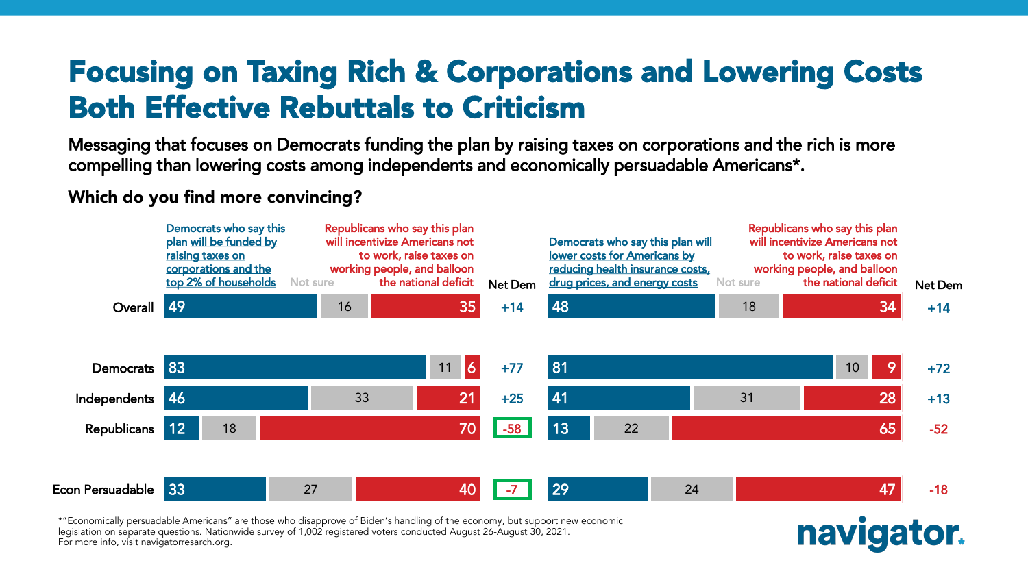# Focusing on Taxing Rich & Corporations and Lowering Costs Both Effective Rebuttals to Criticism

**Messaging that focuses on Democrats funding the plan by raising taxes on corporations and the rich is more compelling than lowering costs among independents and economically persuadable Americans*.**

### Which do you find more convincing?

| | Democrats who say this plan will be funded by raising taxes on corporations and the top 2% of households | Not sure | Republicans who say this plan will incentivize Americans not to work, raise taxes on working people, and balloon the national deficit | Net Dem | Democrats who say this plan will lower costs for Americans by reducing health insurance costs, drug prices, and energy costs | Not sure | Republicans who say this plan will incentivize Americans not to work, raise taxes on working people, and balloon the national deficit | Net Dem |
|---|---|---|---|---|---|---|---|---|
| Overall | 49 | 16 | 35 | +14 | 48 | 18 | 34 | +14 |
| Democrats | 83 | 11 | 6 | +77 | 81 | 10 | 9 | +72 |
| Independents | 46 | 33 | 21 | +25 | 41 | 31 | 28 | +13 |
| Republicans | 12 | 18 | 70 | -58 | 13 | 22 | 65 | -52 |
| Econ Persuadable | 33 | 27 | 40 | -7 | 29 | 24 | 47 | -18 |

*"Economically persuadable Americans" are those who disapprove of Biden's handling of the economy, but support new economic legislation on separate questions. Nationwide survey of 1,002 registered voters conducted August 26-August 30, 2021.
For more info, visit navigatorresearch.org.

navigator.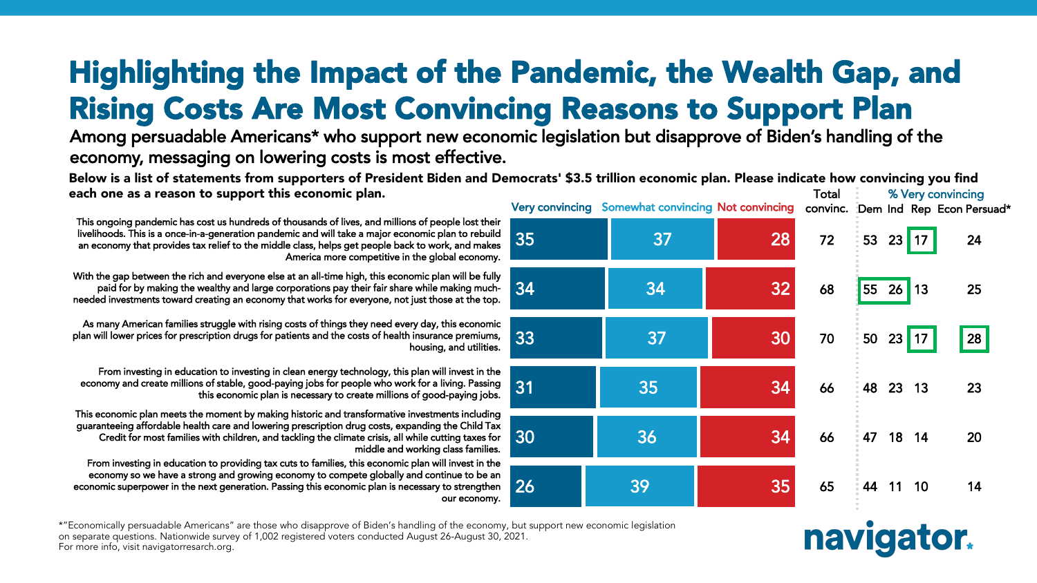# Highlighting the Impact of the Pandemic, the Wealth Gap, and Rising Costs Are Most Convincing Reasons to Support Plan

Among persuadable Americans* who support new economic legislation but disapprove of Biden's handling of the economy, messaging on lowering costs is most effective.

**Below is a list of statements from supporters of President Biden and Democrats' $3.5 trillion economic plan. Please indicate how convincing you find each one as a reason to support this economic plan.**

| Statement | Very convincing | Somewhat convincing | Not convincing | Total convinc. | % Very convincing: Dem | Ind | Rep | Econ Persuad* |
|---|---|---|---|---|---|---|---|---|
| This ongoing pandemic has cost us hundreds of thousands of lives, and millions of people lost their livelihoods. This is a once-in-a-generation pandemic and will take a major economic plan to rebuild an economy that provides tax relief to the middle class, helps get people back to work, and makes America more competitive in the global economy. | 35 | 37 | 28 | 72 | 53 | 23 | 17 | 24 |
| With the gap between the rich and everyone else at an all-time high, this economic plan will be fully paid for by making the wealthy and large corporations pay their fair share while making much-needed investments toward creating an economy that works for everyone, not just those at the top. | 34 | 34 | 32 | 68 | 55 | 26 | 13 | 25 |
| As many American families struggle with rising costs of things they need every day, this economic plan will lower prices for prescription drugs for patients and the costs of health insurance premiums, housing, and utilities. | 33 | 37 | 30 | 70 | 50 | 23 | 17 | 28 |
| From investing in education to investing in clean energy technology, this plan will invest in the economy and create millions of stable, good-paying jobs for people who work for a living. Passing this economic plan is necessary to create millions of good-paying jobs. | 31 | 35 | 34 | 66 | 48 | 23 | 13 | 23 |
| This economic plan meets the moment by making historic and transformative investments including guaranteeing affordable health care and lowering prescription drug costs, expanding the Child Tax Credit for most families with children, and tackling the climate crisis, all while cutting taxes for middle and working class families. | 30 | 36 | 34 | 66 | 47 | 18 | 14 | 20 |
| From investing in education to providing tax cuts to families, this economic plan will invest in the economy so we have a strong and growing economy to compete globally and continue to be an economic superpower in the next generation. Passing this economic plan is necessary to strengthen our economy. | 26 | 39 | 35 | 65 | 44 | 11 | 10 | 14 |

*"Economically persuadable Americans" are those who disapprove of Biden's handling of the economy, but support new economic legislation on separate questions. Nationwide survey of 1,002 registered voters conducted August 26-August 30, 2021.
For more info, visit navigatorresearch.org.

navigator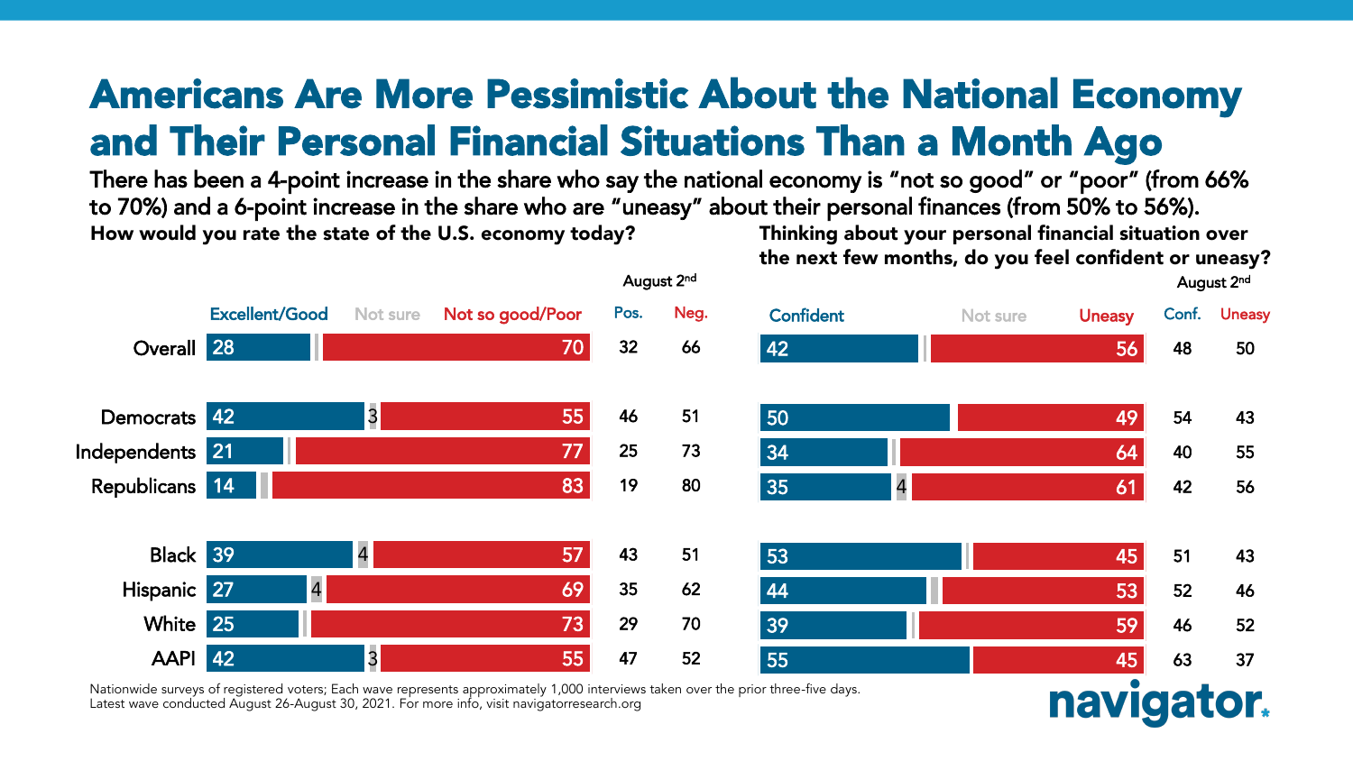# Americans Are More Pessimistic About the National Economy and Their Personal Financial Situations Than a Month Ago

**There has been a 4-point increase in the share who say the national economy is "not so good" or "poor" (from 66% to 70%) and a 6-point increase in the share who are "uneasy" about their personal finances (from 50% to 56%).**

### How would you rate the state of the U.S. economy today?

| | Excellent/Good | Not sure | Not so good/Poor | August 2nd Pos. | August 2nd Neg. |
|---|---|---|---|---|---|
| Overall | 28 | | 70 | 32 | 66 |
| Democrats | 42 | 3 | 55 | 46 | 51 |
| Independents | 21 | | 77 | 25 | 73 |
| Republicans | 14 | | 83 | 19 | 80 |
| Black | 39 | 4 | 57 | 43 | 51 |
| Hispanic | 27 | 4 | 69 | 35 | 62 |
| White | 25 | | 73 | 29 | 70 |
| AAPI | 42 | 3 | 55 | 47 | 52 |

### Thinking about your personal financial situation over the next few months, do you feel confident or uneasy?

| | Confident | Not sure | Uneasy | August 2nd Conf. | August 2nd Uneasy |
|---|---|---|---|---|---|
| Overall | 42 | | 56 | 48 | 50 |
| Democrats | 50 | | 49 | 54 | 43 |
| Independents | 34 | | 64 | 40 | 55 |
| Republicans | 35 | 4 | 61 | 42 | 56 |
| Black | 53 | | 45 | 51 | 43 |
| Hispanic | 44 | | 53 | 52 | 46 |
| White | 39 | | 59 | 46 | 52 |
| AAPI | 55 | | 45 | 63 | 37 |

Nationwide surveys of registered voters; Each wave represents approximately 1,000 interviews taken over the prior three-five days. Latest wave conducted August 26-August 30, 2021. For more info, visit navigatorresearch.org

navigator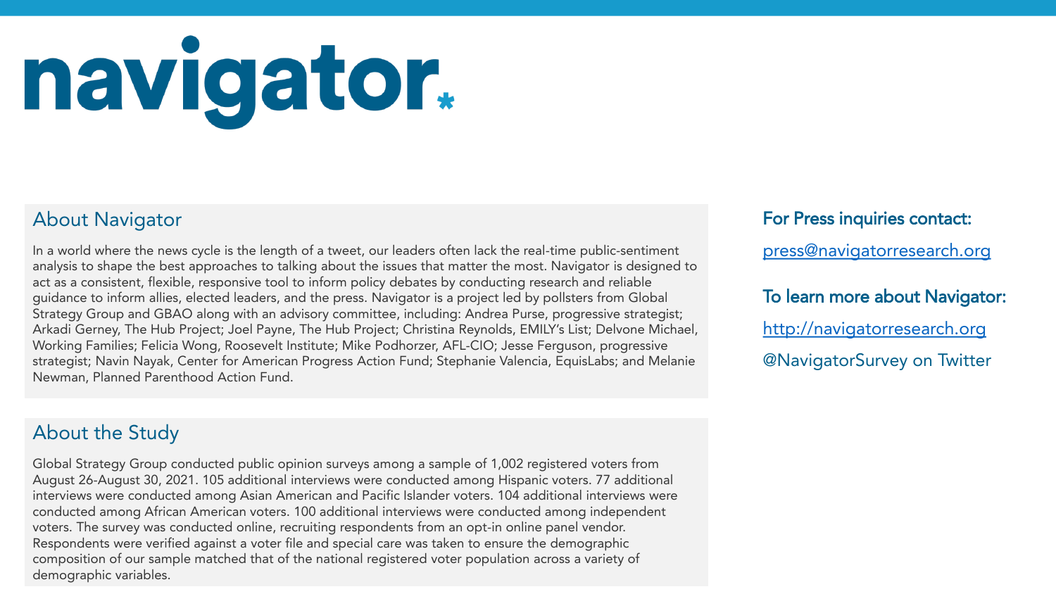# navigator*

## About Navigator

In a world where the news cycle is the length of a tweet, our leaders often lack the real-time public-sentiment analysis to shape the best approaches to talking about the issues that matter the most. Navigator is designed to act as a consistent, flexible, responsive tool to inform policy debates by conducting research and reliable guidance to inform allies, elected leaders, and the press. Navigator is a project led by pollsters from Global Strategy Group and GBAO along with an advisory committee, including: Andrea Purse, progressive strategist; Arkadi Gerney, The Hub Project; Joel Payne, The Hub Project; Christina Reynolds, EMILY's List; Delvone Michael, Working Families; Felicia Wong, Roosevelt Institute; Mike Podhorzer, AFL-CIO; Jesse Ferguson, progressive strategist; Navin Nayak, Center for American Progress Action Fund; Stephanie Valencia, EquisLabs; and Melanie Newman, Planned Parenthood Action Fund.

## About the Study

Global Strategy Group conducted public opinion surveys among a sample of 1,002 registered voters from August 26-August 30, 2021. 105 additional interviews were conducted among Hispanic voters. 77 additional interviews were conducted among Asian American and Pacific Islander voters. 104 additional interviews were conducted among African American voters. 100 additional interviews were conducted among independent voters. The survey was conducted online, recruiting respondents from an opt-in online panel vendor. Respondents were verified against a voter file and special care was taken to ensure the demographic composition of our sample matched that of the national registered voter population across a variety of demographic variables.

**For Press inquiries contact:**

press@navigatorresearch.org

**To learn more about Navigator:**

http://navigatorresearch.org

@NavigatorSurvey on Twitter